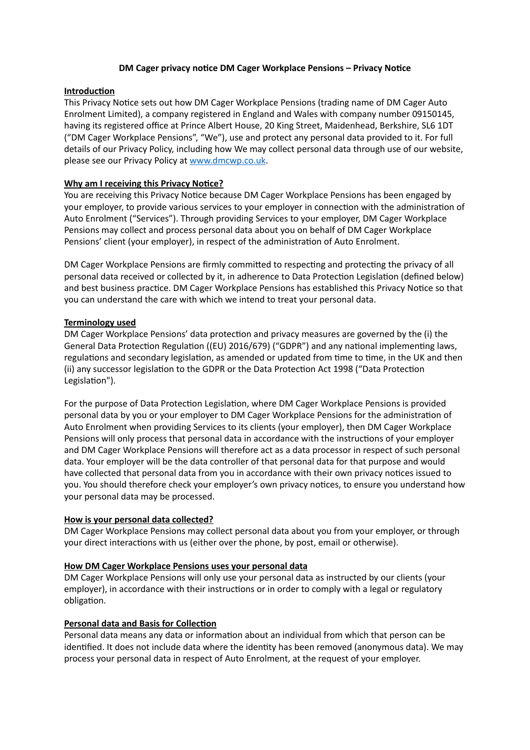# DM Cager privacy notice DM Cager Workplace Pensions – Privacy Notice

## Introduction

This Privacy Notice sets out how DM Cager Workplace Pensions (trading name of DM Cager Auto Enrolment Limited), a company registered in England and Wales with company number 09150145, having its registered office at Prince Albert House, 20 King Street, Maidenhead, Berkshire, SL6 1DT ("DM Cager Workplace Pensions", "We"), use and protect any personal data provided to it. For full details of our Privacy Policy, including how We may collect personal data through use of our website, please see our Privacy Policy at [www.dmcwp.co.uk](www.dmcwp.co.uk).

## Why am I receiving this Privacy Notice?

You are receiving this Privacy Notice because DM Cager Workplace Pensions has been engaged by your employer, to provide various services to your employer in connection with the administration of Auto Enrolment ("Services"). Through providing Services to your employer, DM Cager Workplace Pensions may collect and process personal data about you on behalf of DM Cager Workplace Pensions' client (your employer), in respect of the administration of Auto Enrolment.

DM Cager Workplace Pensions are firmly committed to respecting and protecting the privacy of all personal data received or collected by it, in adherence to Data Protection Legislation (defined below) and best business practice. DM Cager Workplace Pensions has established this Privacy Notice so that you can understand the care with which we intend to treat your personal data.

## Terminology used

DM Cager Workplace Pensions' data protection and privacy measures are governed by the (i) the General Data Protection Regulation ((EU) 2016/679) ("GDPR") and any national implementing laws, regulations and secondary legislation, as amended or updated from time to time, in the UK and then (ii) any successor legislation to the GDPR or the Data Protection Act 1998 ("Data Protection Legislation").

For the purpose of Data Protection Legislation, where DM Cager Workplace Pensions is provided personal data by you or your employer to DM Cager Workplace Pensions for the administration of Auto Enrolment when providing Services to its clients (your employer), then DM Cager Workplace Pensions will only process that personal data in accordance with the instructions of your employer and DM Cager Workplace Pensions will therefore act as a data processor in respect of such personal data. Your employer will be the data controller of that personal data for that purpose and would have collected that personal data from you in accordance with their own privacy notices issued to you. You should therefore check your employer's own privacy notices, to ensure you understand how your personal data may be processed.

## How is your personal data collected?

DM Cager Workplace Pensions may collect personal data about you from your employer, or through your direct interactions with us (either over the phone, by post, email or otherwise).

## How DM Cager Workplace Pensions uses your personal data

DM Cager Workplace Pensions will only use your personal data as instructed by our clients (your employer), in accordance with their instructions or in order to comply with a legal or regulatory obligation.

## Personal data and Basis for Collection

Personal data means any data or information about an individual from which that person can be identified. It does not include data where the identity has been removed (anonymous data). We may process your personal data in respect of Auto Enrolment, at the request of your employer.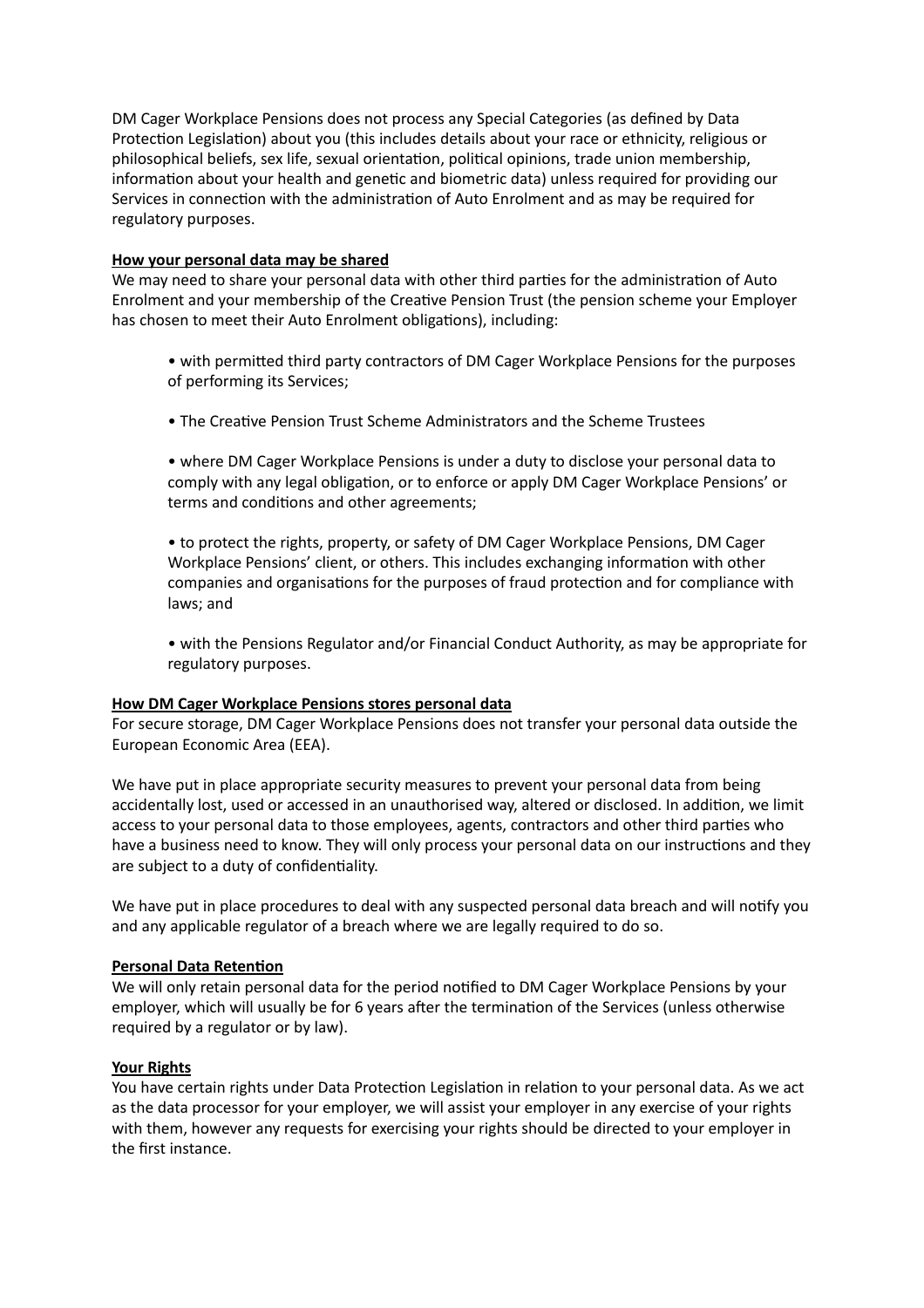DM Cager Workplace Pensions does not process any Special Categories (as defined by Data Protection Legislation) about you (this includes details about your race or ethnicity, religious or philosophical beliefs, sex life, sexual orientation, political opinions, trade union membership, information about your health and genetic and biometric data) unless required for providing our Services in connection with the administration of Auto Enrolment and as may be required for regulatory purposes.

**How your personal data may be shared**

We may need to share your personal data with other third parties for the administration of Auto Enrolment and your membership of the Creative Pension Trust (the pension scheme your Employer has chosen to meet their Auto Enrolment obligations), including:

- with permitted third party contractors of DM Cager Workplace Pensions for the purposes of performing its Services;
- The Creative Pension Trust Scheme Administrators and the Scheme Trustees
- where DM Cager Workplace Pensions is under a duty to disclose your personal data to comply with any legal obligation, or to enforce or apply DM Cager Workplace Pensions' or terms and conditions and other agreements;
- to protect the rights, property, or safety of DM Cager Workplace Pensions, DM Cager Workplace Pensions' client, or others. This includes exchanging information with other companies and organisations for the purposes of fraud protection and for compliance with laws; and
- with the Pensions Regulator and/or Financial Conduct Authority, as may be appropriate for regulatory purposes.

**How DM Cager Workplace Pensions stores personal data**

For secure storage, DM Cager Workplace Pensions does not transfer your personal data outside the European Economic Area (EEA).

We have put in place appropriate security measures to prevent your personal data from being accidentally lost, used or accessed in an unauthorised way, altered or disclosed. In addition, we limit access to your personal data to those employees, agents, contractors and other third parties who have a business need to know. They will only process your personal data on our instructions and they are subject to a duty of confidentiality.

We have put in place procedures to deal with any suspected personal data breach and will notify you and any applicable regulator of a breach where we are legally required to do so.

**Personal Data Retention**

We will only retain personal data for the period notified to DM Cager Workplace Pensions by your employer, which will usually be for 6 years after the termination of the Services (unless otherwise required by a regulator or by law).

**Your Rights**

You have certain rights under Data Protection Legislation in relation to your personal data. As we act as the data processor for your employer, we will assist your employer in any exercise of your rights with them, however any requests for exercising your rights should be directed to your employer in the first instance.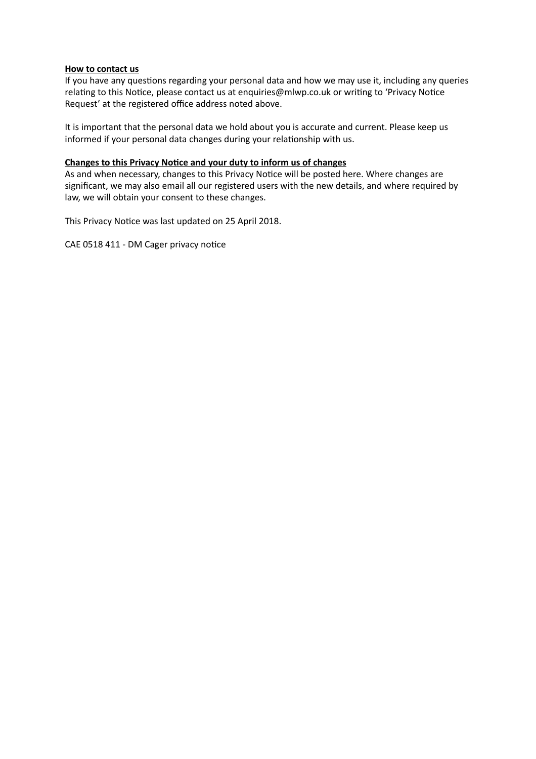**How to contact us**

If you have any questions regarding your personal data and how we may use it, including any queries relating to this Notice, please contact us at enquiries@mlwp.co.uk or writing to 'Privacy Notice Request' at the registered office address noted above.

It is important that the personal data we hold about you is accurate and current. Please keep us informed if your personal data changes during your relationship with us.

**Changes to this Privacy Notice and your duty to inform us of changes**

As and when necessary, changes to this Privacy Notice will be posted here. Where changes are significant, we may also email all our registered users with the new details, and where required by law, we will obtain your consent to these changes.

This Privacy Notice was last updated on 25 April 2018.

CAE 0518 411 - DM Cager privacy notice